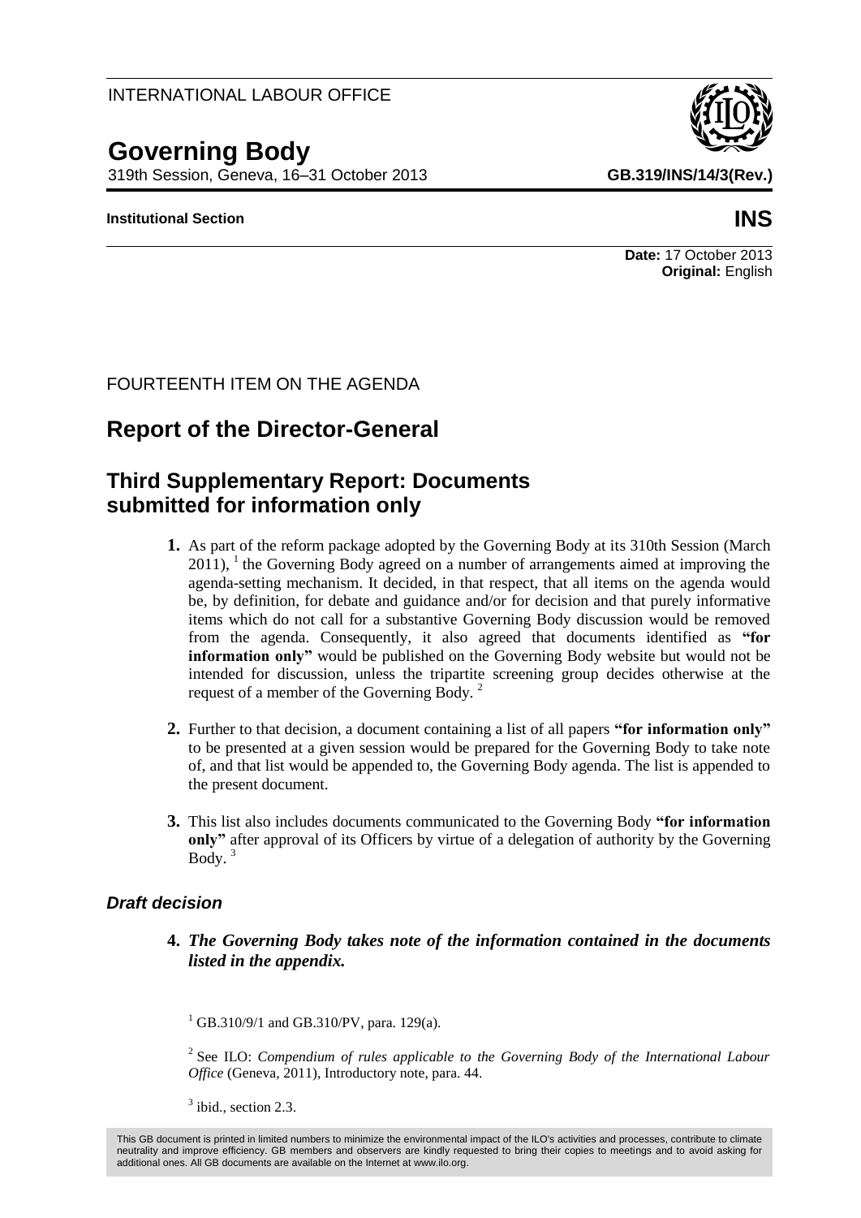INTERNATIONAL LABOUR OFFICE

# Governing Body

319th Session, Geneva, 16–31 October 2013

**GB.319/INS/14/3(Rev.)**

**Institutional Section**

**INS**

**Date:** 17 October 2013
**Original:** English

FOURTEENTH ITEM ON THE AGENDA

## Report of the Director-General

## Third Supplementary Report: Documents submitted for information only

**1.** As part of the reform package adopted by the Governing Body at its 310th Session (March 2011), [1] the Governing Body agreed on a number of arrangements aimed at improving the agenda-setting mechanism. It decided, in that respect, that all items on the agenda would be, by definition, for debate and guidance and/or for decision and that purely informative items which do not call for a substantive Governing Body discussion would be removed from the agenda. Consequently, it also agreed that documents identified as **"for information only"** would be published on the Governing Body website but would not be intended for discussion, unless the tripartite screening group decides otherwise at the request of a member of the Governing Body. [2]

**2.** Further to that decision, a document containing a list of all papers **"for information only"** to be presented at a given session would be prepared for the Governing Body to take note of, and that list would be appended to, the Governing Body agenda. The list is appended to the present document.

**3.** This list also includes documents communicated to the Governing Body **"for information only"** after approval of its Officers by virtue of a delegation of authority by the Governing Body. [3]

### *Draft decision*

**4.** ***The Governing Body takes note of the information contained in the documents listed in the appendix.***

[1] GB.310/9/1 and GB.310/PV, para. 129(a).

[2] See ILO: *Compendium of rules applicable to the Governing Body of the International Labour Office* (Geneva, 2011), Introductory note, para. 44.

[3] ibid., section 2.3.

This GB document is printed in limited numbers to minimize the environmental impact of the ILO's activities and processes, contribute to climate neutrality and improve efficiency. GB members and observers are kindly requested to bring their copies to meetings and to avoid asking for additional ones. All GB documents are available on the Internet at www.ilo.org.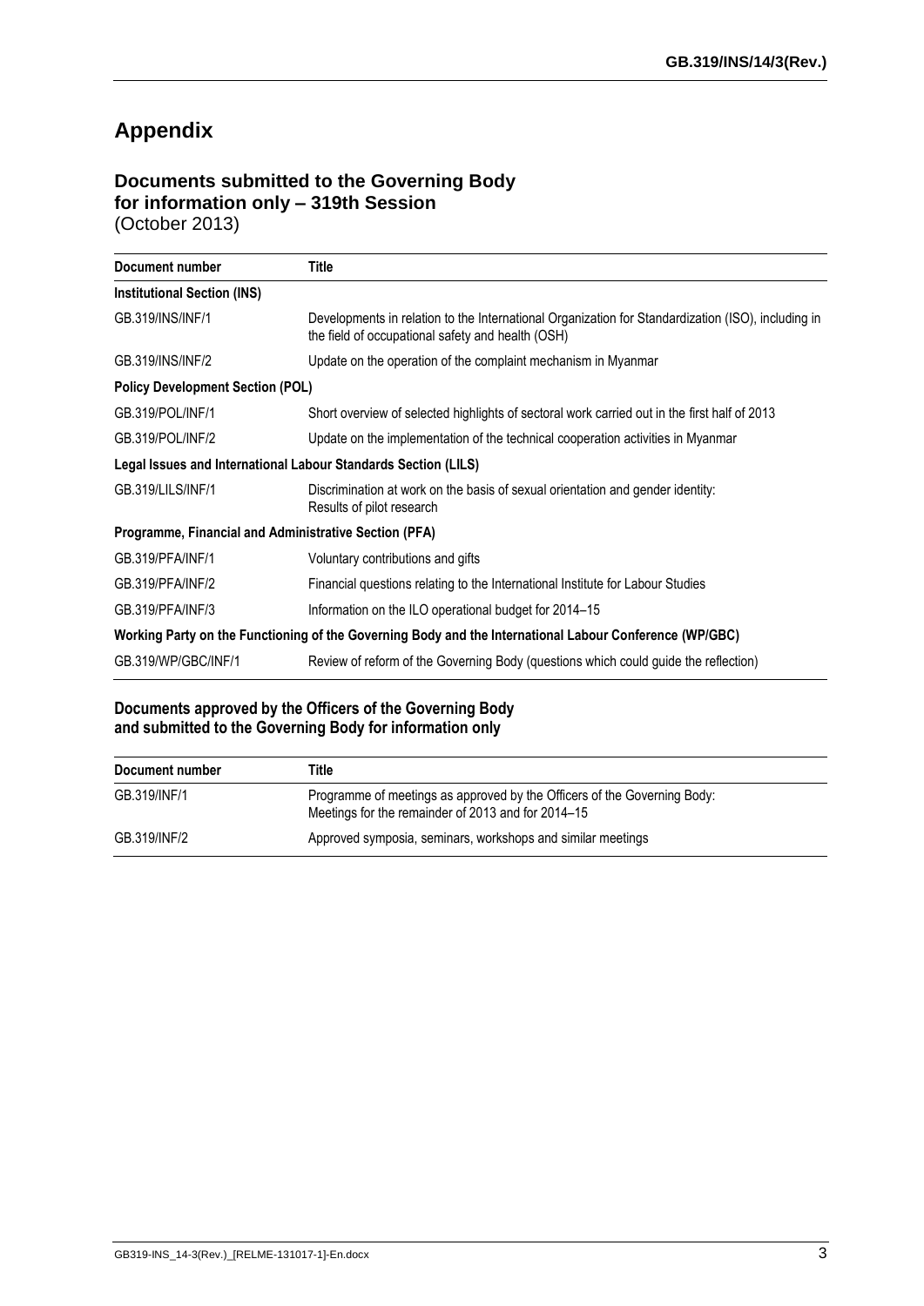# Appendix

## Documents submitted to the Governing Body for information only – 319th Session
(October 2013)

| Document number | Title |
|---|---|
| **Institutional Section (INS)** | |
| GB.319/INS/INF/1 | Developments in relation to the International Organization for Standardization (ISO), including in the field of occupational safety and health (OSH) |
| GB.319/INS/INF/2 | Update on the operation of the complaint mechanism in Myanmar |
| **Policy Development Section (POL)** | |
| GB.319/POL/INF/1 | Short overview of selected highlights of sectoral work carried out in the first half of 2013 |
| GB.319/POL/INF/2 | Update on the implementation of the technical cooperation activities in Myanmar |
| **Legal Issues and International Labour Standards Section (LILS)** | |
| GB.319/LILS/INF/1 | Discrimination at work on the basis of sexual orientation and gender identity: Results of pilot research |
| **Programme, Financial and Administrative Section (PFA)** | |
| GB.319/PFA/INF/1 | Voluntary contributions and gifts |
| GB.319/PFA/INF/2 | Financial questions relating to the International Institute for Labour Studies |
| GB.319/PFA/INF/3 | Information on the ILO operational budget for 2014–15 |
| **Working Party on the Functioning of the Governing Body and the International Labour Conference (WP/GBC)** | |
| GB.319/WP/GBC/INF/1 | Review of reform of the Governing Body (questions which could guide the reflection) |

### Documents approved by the Officers of the Governing Body and submitted to the Governing Body for information only

| Document number | Title |
|---|---|
| GB.319/INF/1 | Programme of meetings as approved by the Officers of the Governing Body: Meetings for the remainder of 2013 and for 2014–15 |
| GB.319/INF/2 | Approved symposia, seminars, workshops and similar meetings |